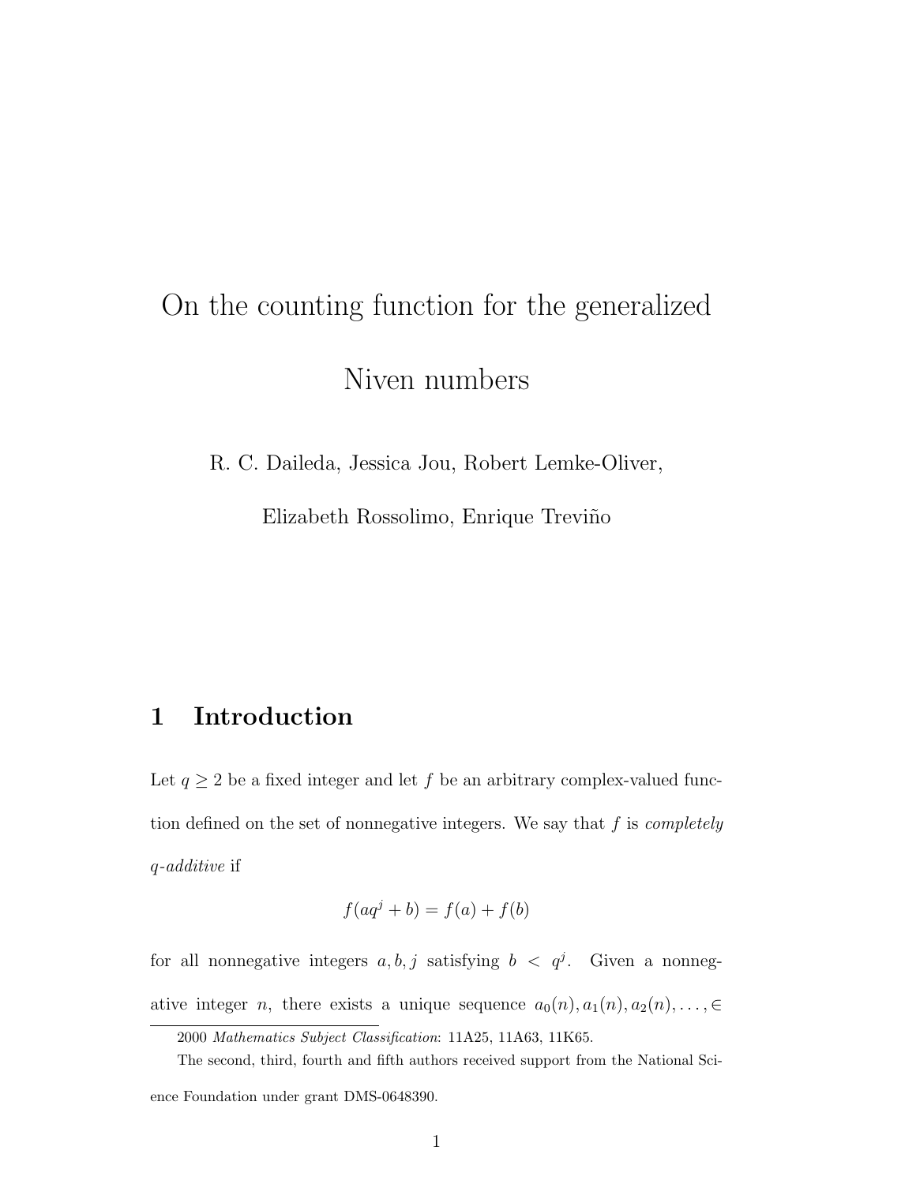# On the counting function for the generalized Niven numbers

R. C. Daileda, Jessica Jou, Robert Lemke-Oliver, Elizabeth Rossolimo, Enrique Treviño

## 1 Introduction

Let $q \geq 2$ be a fixed integer and let $f$ be an arbitrary complex-valued function defined on the set of nonnegative integers. We say that $f$ is *completely q-additive* if

$$f(aq^j + b) = f(a) + f(b)$$

for all nonnegative integers $a, b, j$ satisfying $b < q^j$. Given a nonnegative integer $n$, there exists a unique sequence $a_0(n), a_1(n), a_2(n), \ldots, \in$

---

2000 *Mathematics Subject Classification*: 11A25, 11A63, 11K65.

The second, third, fourth and fifth authors received support from the National Science Foundation under grant DMS-0648390.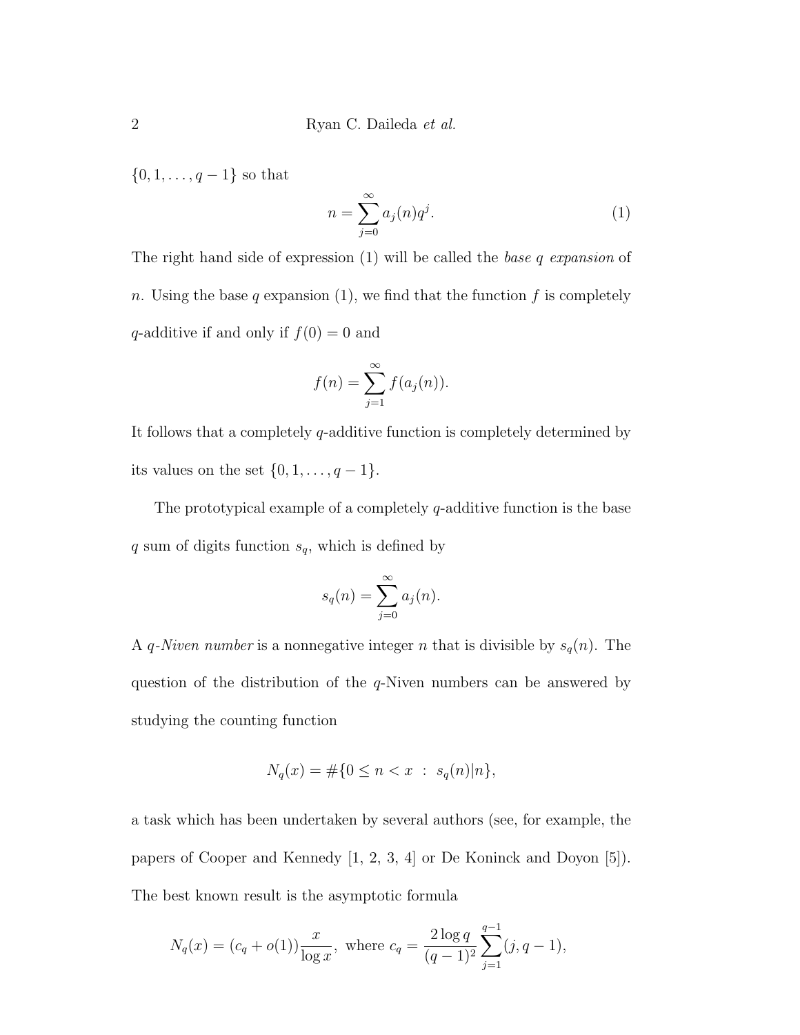$\{0, 1, \ldots, q-1\}$ so that

$$n = \sum_{j=0}^{\infty} a_j(n) q^j. \tag{1}$$

The right hand side of expression (1) will be called the *base $q$ expansion* of $n$. Using the base $q$ expansion (1), we find that the function $f$ is completely $q$-additive if and only if $f(0) = 0$ and

$$f(n) = \sum_{j=1}^{\infty} f(a_j(n)).$$

It follows that a completely $q$-additive function is completely determined by its values on the set $\{0, 1, \ldots, q-1\}$.

The prototypical example of a completely $q$-additive function is the base $q$ sum of digits function $s_q$, which is defined by

$$s_q(n) = \sum_{j=0}^{\infty} a_j(n).$$

A *$q$-Niven number* is a nonnegative integer $n$ that is divisible by $s_q(n)$. The question of the distribution of the $q$-Niven numbers can be answered by studying the counting function

$$N_q(x) = \#\{0 \leq n < x \ : \ s_q(n) | n\},$$

a task which has been undertaken by several authors (see, for example, the papers of Cooper and Kennedy [1, 2, 3, 4] or De Koninck and Doyon [5]). The best known result is the asymptotic formula

$$N_q(x) = (c_q + o(1)) \frac{x}{\log x}, \text{ where } c_q = \frac{2 \log q}{(q-1)^2} \sum_{j=1}^{q-1} (j, q-1),$$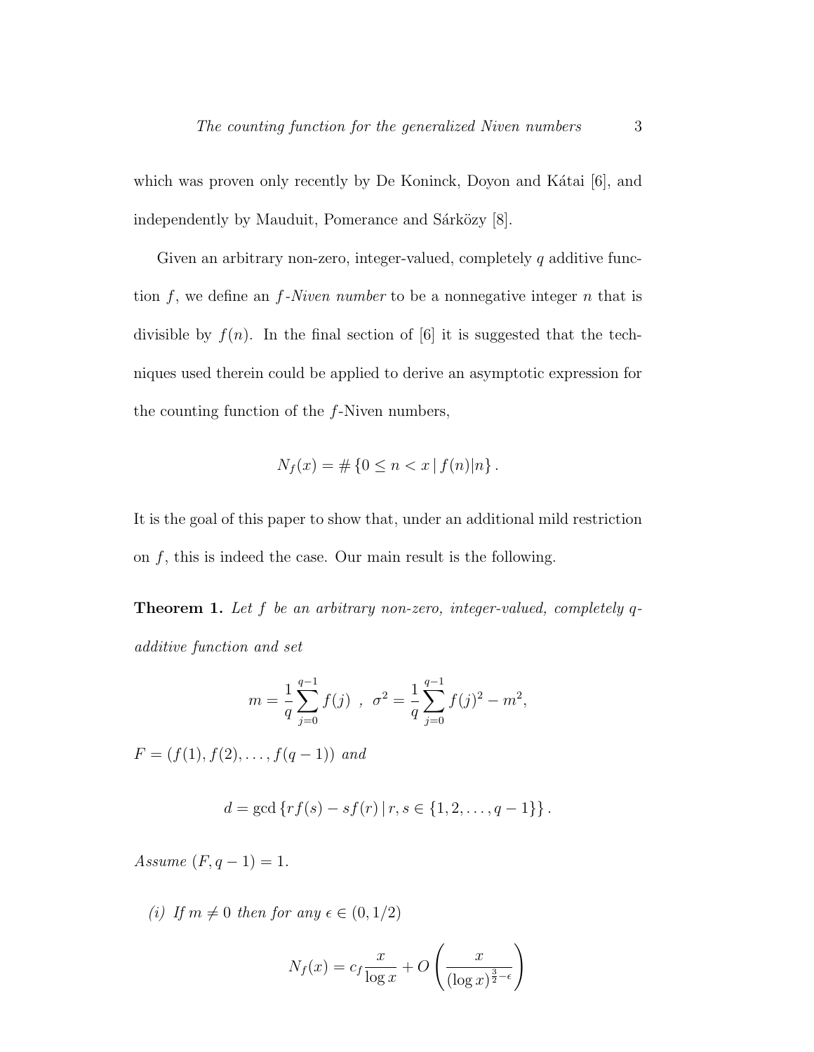which was proven only recently by De Koninck, Doyon and Kátai [6], and independently by Mauduit, Pomerance and Sárközy [8].

Given an arbitrary non-zero, integer-valued, completely $q$ additive function $f$, we define an *$f$-Niven number* to be a nonnegative integer $n$ that is divisible by $f(n)$. In the final section of [6] it is suggested that the techniques used therein could be applied to derive an asymptotic expression for the counting function of the $f$-Niven numbers,

$$N_f(x) = \#\left\{0 \le n < x \,|\, f(n)|n\right\}.$$

It is the goal of this paper to show that, under an additional mild restriction on $f$, this is indeed the case. Our main result is the following.

**Theorem 1.** *Let $f$ be an arbitrary non-zero, integer-valued, completely $q$-additive function and set*

$$m = \frac{1}{q}\sum_{j=0}^{q-1} f(j) \;\; , \;\; \sigma^2 = \frac{1}{q}\sum_{j=0}^{q-1} f(j)^2 - m^2,$$

*$F = (f(1), f(2), \ldots, f(q-1))$ and*

$$d = \gcd\left\{rf(s) - sf(r) \,|\, r, s \in \{1, 2, \ldots, q-1\}\right\}.$$

*Assume $(F, q-1) = 1$.*

*(i) If $m \neq 0$ then for any $\epsilon \in (0, 1/2)$*

$$N_f(x) = c_f \frac{x}{\log x} + O\left(\frac{x}{(\log x)^{\frac{3}{2}-\epsilon}}\right)$$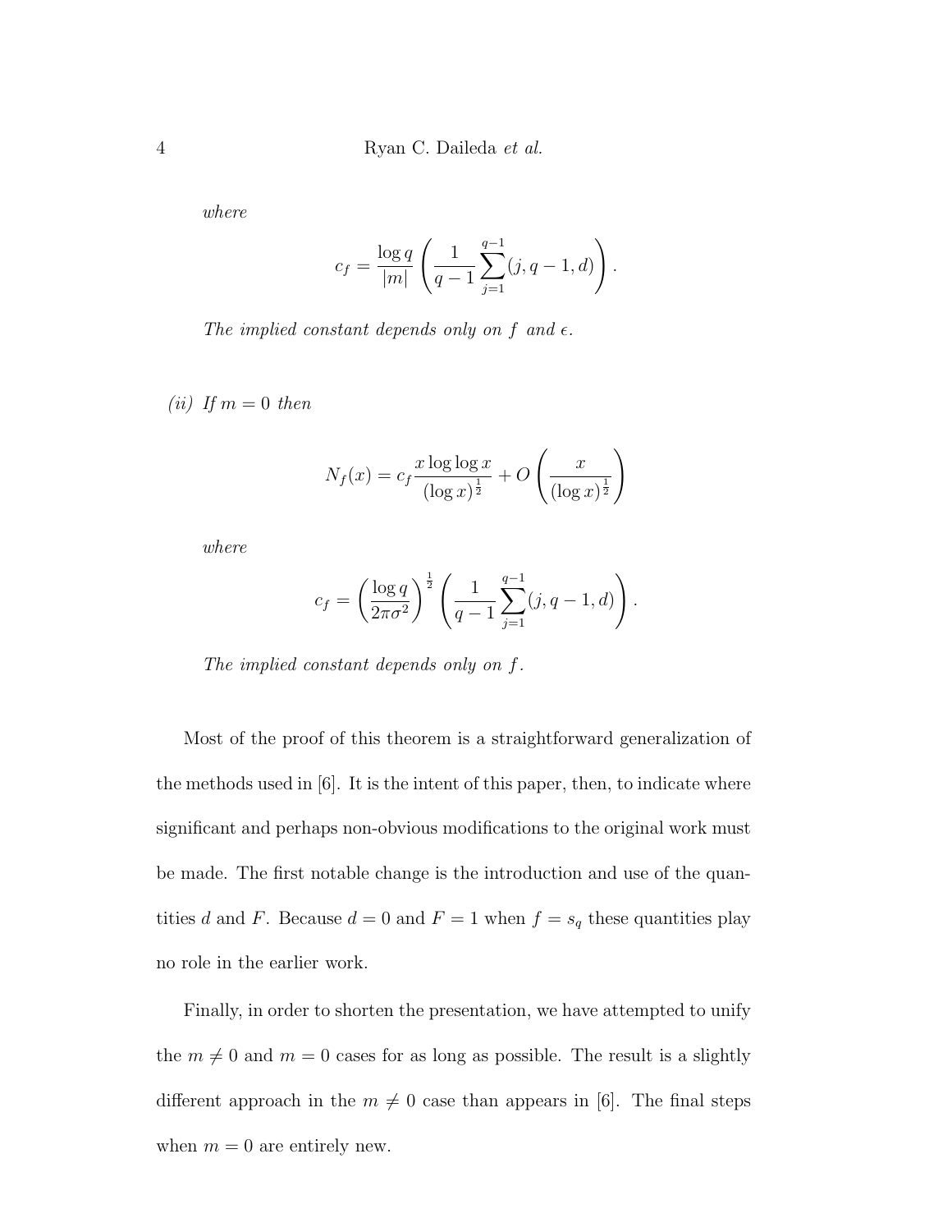*where*

$$c_f = \frac{\log q}{|m|}\left(\frac{1}{q-1}\sum_{j=1}^{q-1}(j, q-1, d)\right).$$

*The implied constant depends only on $f$ and $\epsilon$.*

*(ii) If $m = 0$ then*

$$N_f(x) = c_f \frac{x \log\log x}{(\log x)^{\frac{1}{2}}} + O\left(\frac{x}{(\log x)^{\frac{1}{2}}}\right)$$

*where*

$$c_f = \left(\frac{\log q}{2\pi\sigma^2}\right)^{\frac{1}{2}}\left(\frac{1}{q-1}\sum_{j=1}^{q-1}(j, q-1, d)\right).$$

*The implied constant depends only on $f$.*

Most of the proof of this theorem is a straightforward generalization of the methods used in [6]. It is the intent of this paper, then, to indicate where significant and perhaps non-obvious modifications to the original work must be made. The first notable change is the introduction and use of the quantities $d$ and $F$. Because $d = 0$ and $F = 1$ when $f = s_q$ these quantities play no role in the earlier work.

Finally, in order to shorten the presentation, we have attempted to unify the $m \neq 0$ and $m = 0$ cases for as long as possible. The result is a slightly different approach in the $m \neq 0$ case than appears in [6]. The final steps when $m = 0$ are entirely new.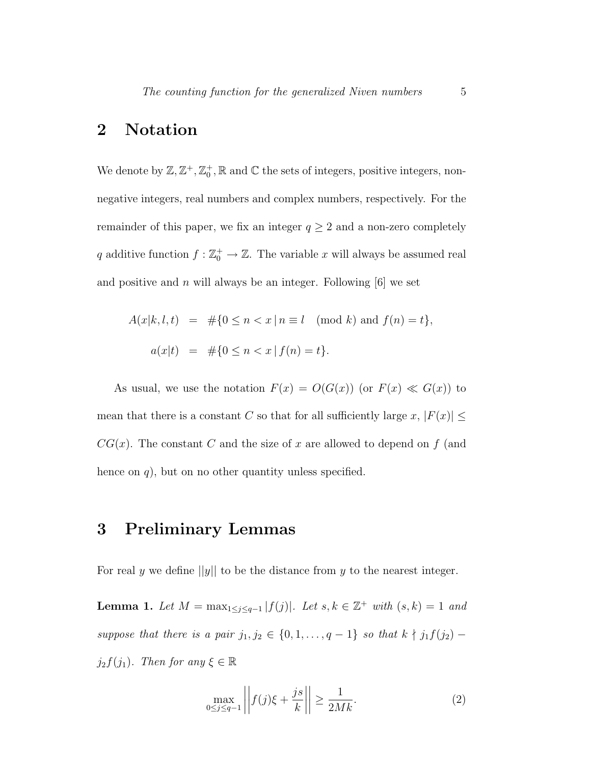## 2 Notation

We denote by $\mathbb{Z}, \mathbb{Z}^+, \mathbb{Z}_0^+, \mathbb{R}$ and $\mathbb{C}$ the sets of integers, positive integers, non-negative integers, real numbers and complex numbers, respectively. For the remainder of this paper, we fix an integer $q \geq 2$ and a non-zero completely $q$ additive function $f : \mathbb{Z}_0^+ \to \mathbb{Z}$. The variable $x$ will always be assumed real and positive and $n$ will always be an integer. Following [6] we set

$$
\begin{aligned}
A(x|k,l,t) &= \#\{0 \leq n < x \,|\, n \equiv l \pmod{k} \text{ and } f(n) = t\}, \\
a(x|t) &= \#\{0 \leq n < x \,|\, f(n) = t\}.
\end{aligned}
$$

As usual, we use the notation $F(x) = O(G(x))$ (or $F(x) \ll G(x)$) to mean that there is a constant $C$ so that for all sufficiently large $x$, $|F(x)| \leq CG(x)$. The constant $C$ and the size of $x$ are allowed to depend on $f$ (and hence on $q$), but on no other quantity unless specified.

## 3 Preliminary Lemmas

For real $y$ we define $||y||$ to be the distance from $y$ to the nearest integer.

**Lemma 1.** *Let $M = \max_{1\leq j\leq q-1} |f(j)|$. Let $s, k \in \mathbb{Z}^+$ with $(s, k) = 1$ and suppose that there is a pair $j_1, j_2 \in \{0, 1, \ldots, q-1\}$ so that $k \nmid j_1 f(j_2) - j_2 f(j_1)$. Then for any $\xi \in \mathbb{R}$*

$$
\max_{0\leq j\leq q-1} \left|\left| f(j)\xi + \frac{js}{k} \right|\right| \geq \frac{1}{2Mk}. \tag{2}
$$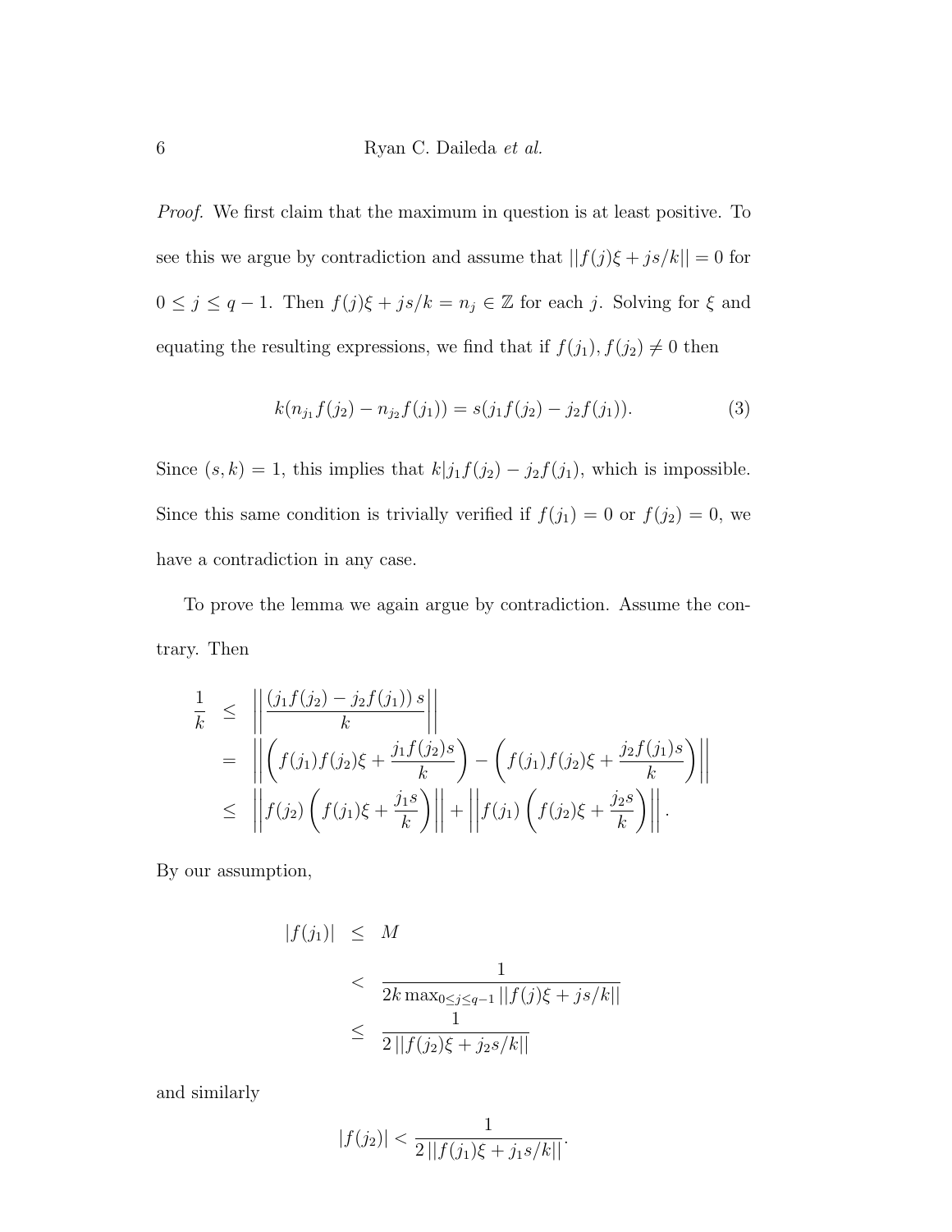*Proof.* We first claim that the maximum in question is at least positive. To see this we argue by contradiction and assume that $||f(j)\xi + js/k|| = 0$ for $0 \le j \le q-1$. Then $f(j)\xi + js/k = n_j \in \mathbb{Z}$ for each $j$. Solving for $\xi$ and equating the resulting expressions, we find that if $f(j_1), f(j_2) \neq 0$ then

$$k(n_{j_1} f(j_2) - n_{j_2} f(j_1)) = s(j_1 f(j_2) - j_2 f(j_1)). \tag{3}$$

Since $(s,k) = 1$, this implies that $k | j_1 f(j_2) - j_2 f(j_1)$, which is impossible. Since this same condition is trivially verified if $f(j_1) = 0$ or $f(j_2) = 0$, we have a contradiction in any case.

To prove the lemma we again argue by contradiction. Assume the contrary. Then

$$\begin{aligned}
\frac{1}{k} &\le \left|\left| \frac{(j_1 f(j_2) - j_2 f(j_1))\, s}{k} \right|\right| \\
&= \left|\left| \left( f(j_1) f(j_2) \xi + \frac{j_1 f(j_2) s}{k} \right) - \left( f(j_1) f(j_2) \xi + \frac{j_2 f(j_1) s}{k} \right) \right|\right| \\
&\le \left|\left| f(j_2) \left( f(j_1) \xi + \frac{j_1 s}{k} \right) \right|\right| + \left|\left| f(j_1) \left( f(j_2) \xi + \frac{j_2 s}{k} \right) \right|\right|.
\end{aligned}$$

By our assumption,

$$\begin{aligned}
|f(j_1)| &\le M \\
&< \frac{1}{2k \max_{0 \le j \le q-1} ||f(j)\xi + js/k||} \\
&\le \frac{1}{2\, ||f(j_2)\xi + j_2 s/k||}
\end{aligned}$$

and similarly

$$|f(j_2)| < \frac{1}{2\, ||f(j_1)\xi + j_1 s/k||}.$$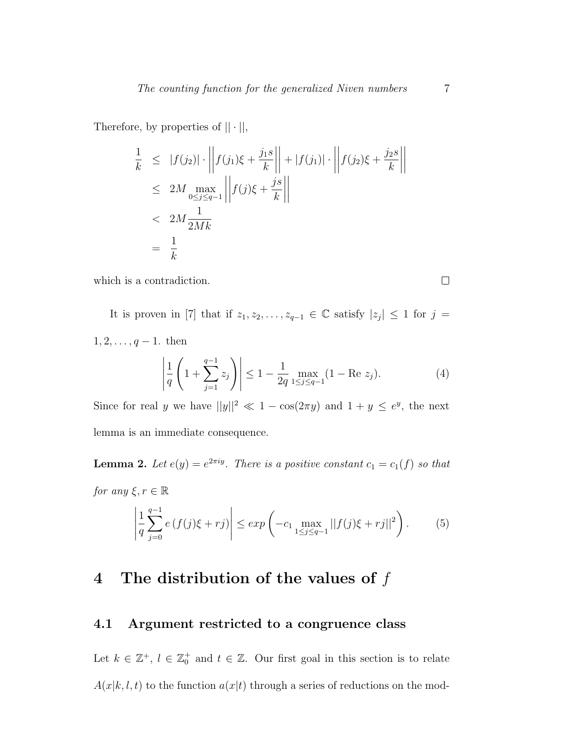Therefore, by properties of $||\cdot||$,

$$
\begin{aligned}
\frac{1}{k} &\leq |f(j_2)| \cdot \left|\left| f(j_1)\xi + \frac{j_1 s}{k} \right|\right| + |f(j_1)| \cdot \left|\left| f(j_2)\xi + \frac{j_2 s}{k} \right|\right| \\
&\leq 2M \max_{0 \leq j \leq q-1} \left|\left| f(j)\xi + \frac{js}{k} \right|\right| \\
&< 2M \frac{1}{2Mk} \\
&= \frac{1}{k}
\end{aligned}
$$

which is a contradiction. $\square$

It is proven in [7] that if $z_1, z_2, \ldots, z_{q-1} \in \mathbb{C}$ satisfy $|z_j| \leq 1$ for $j = 1, 2, \ldots, q-1$. then

$$
\left| \frac{1}{q} \left( 1 + \sum_{j=1}^{q-1} z_j \right) \right| \leq 1 - \frac{1}{2q} \max_{1 \leq j \leq q-1} (1 - \text{Re } z_j). \tag{4}
$$

Since for real $y$ we have $||y||^2 \ll 1 - \cos(2\pi y)$ and $1 + y \leq e^y$, the next lemma is an immediate consequence.

**Lemma 2.** *Let $e(y) = e^{2\pi i y}$. There is a positive constant $c_1 = c_1(f)$ so that for any $\xi, r \in \mathbb{R}$*

$$
\left| \frac{1}{q} \sum_{j=0}^{q-1} e\left(f(j)\xi + rj\right) \right| \leq exp\left( -c_1 \max_{1 \leq j \leq q-1} ||f(j)\xi + rj||^2 \right). \tag{5}
$$

# 4 The distribution of the values of $f$

## 4.1 Argument restricted to a congruence class

Let $k \in \mathbb{Z}^+$, $l \in \mathbb{Z}_0^+$ and $t \in \mathbb{Z}$. Our first goal in this section is to relate $A(x|k,l,t)$ to the function $a(x|t)$ through a series of reductions on the mod-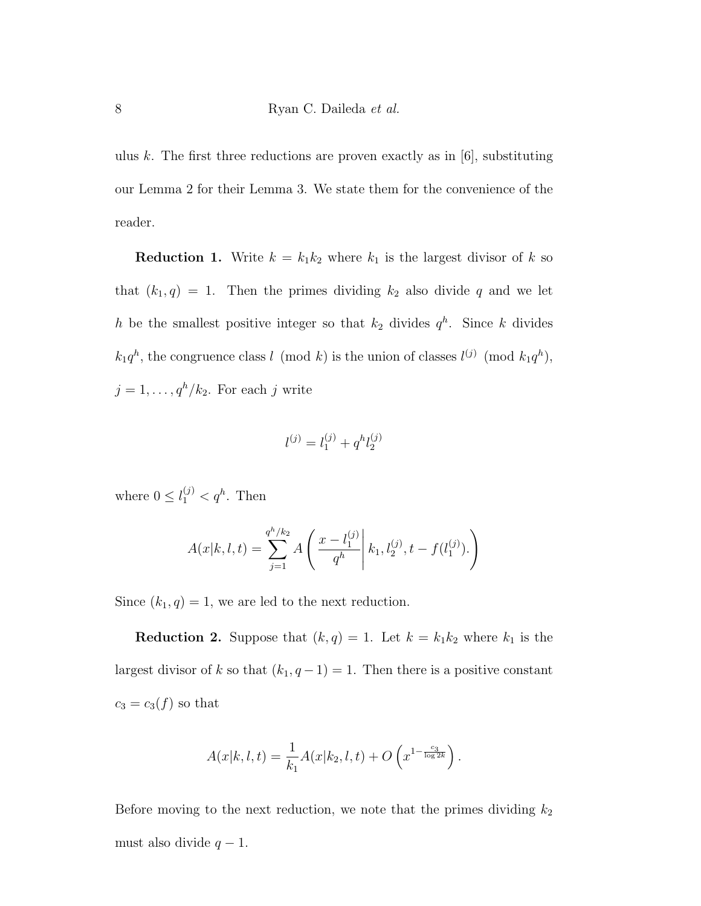ulus $k$. The first three reductions are proven exactly as in [6], substituting our Lemma 2 for their Lemma 3. We state them for the convenience of the reader.

**Reduction 1.** Write $k = k_1 k_2$ where $k_1$ is the largest divisor of $k$ so that $(k_1, q) = 1$. Then the primes dividing $k_2$ also divide $q$ and we let $h$ be the smallest positive integer so that $k_2$ divides $q^h$. Since $k$ divides $k_1 q^h$, the congruence class $l \pmod{k}$ is the union of classes $l^{(j)} \pmod{k_1 q^h}$, $j = 1, \ldots, q^h/k_2$. For each $j$ write

$$l^{(j)} = l_1^{(j)} + q^h l_2^{(j)}$$

where $0 \leq l_1^{(j)} < q^h$. Then

$$A(x|k, l, t) = \sum_{j=1}^{q^h/k_2} A\left( \frac{x - l_1^{(j)}}{q^h} \middle| k_1, l_2^{(j)}, t - f(l_1^{(j)}). \right)$$

Since $(k_1, q) = 1$, we are led to the next reduction.

**Reduction 2.** Suppose that $(k, q) = 1$. Let $k = k_1 k_2$ where $k_1$ is the largest divisor of $k$ so that $(k_1, q - 1) = 1$. Then there is a positive constant $c_3 = c_3(f)$ so that

$$A(x|k, l, t) = \frac{1}{k_1} A(x|k_2, l, t) + O\left( x^{1 - \frac{c_3}{\log 2k}} \right).$$

Before moving to the next reduction, we note that the primes dividing $k_2$ must also divide $q - 1$.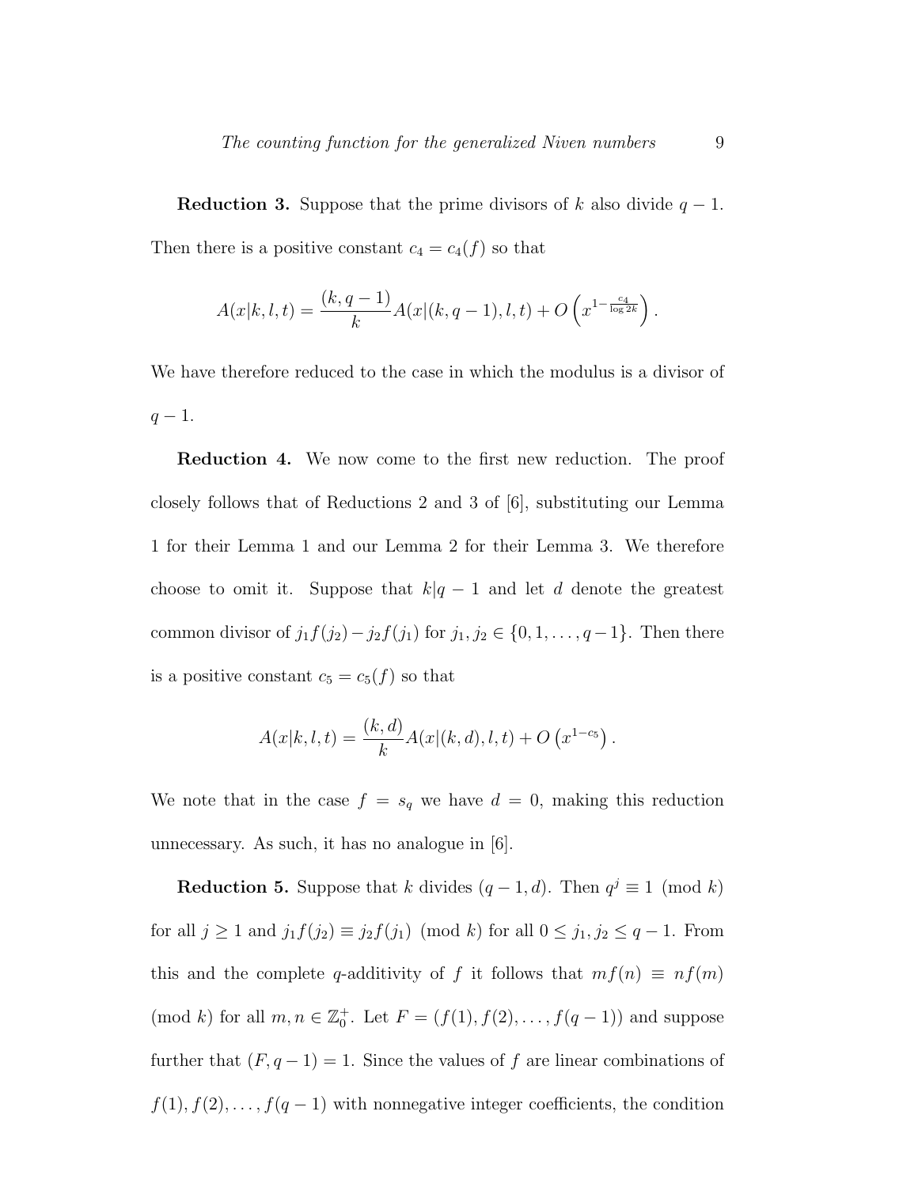**Reduction 3.** Suppose that the prime divisors of $k$ also divide $q-1$. Then there is a positive constant $c_4 = c_4(f)$ so that

$$A(x|k,l,t) = \frac{(k,q-1)}{k} A(x|(k,q-1),l,t) + O\left(x^{1-\frac{c_4}{\log 2k}}\right).$$

We have therefore reduced to the case in which the modulus is a divisor of $q-1$.

**Reduction 4.** We now come to the first new reduction. The proof closely follows that of Reductions 2 and 3 of [6], substituting our Lemma 1 for their Lemma 1 and our Lemma 2 for their Lemma 3. We therefore choose to omit it. Suppose that $k|q-1$ and let $d$ denote the greatest common divisor of $j_1 f(j_2) - j_2 f(j_1)$ for $j_1, j_2 \in \{0, 1, \ldots, q-1\}$. Then there is a positive constant $c_5 = c_5(f)$ so that

$$A(x|k,l,t) = \frac{(k,d)}{k} A(x|(k,d),l,t) + O\left(x^{1-c_5}\right).$$

We note that in the case $f = s_q$ we have $d = 0$, making this reduction unnecessary. As such, it has no analogue in [6].

**Reduction 5.** Suppose that $k$ divides $(q-1,d)$. Then $q^j \equiv 1 \pmod{k}$ for all $j \geq 1$ and $j_1 f(j_2) \equiv j_2 f(j_1) \pmod{k}$ for all $0 \leq j_1, j_2 \leq q-1$. From this and the complete $q$-additivity of $f$ it follows that $mf(n) \equiv nf(m) \pmod{k}$ for all $m, n \in \mathbb{Z}_0^+$. Let $F = (f(1), f(2), \ldots, f(q-1))$ and suppose further that $(F, q-1) = 1$. Since the values of $f$ are linear combinations of $f(1), f(2), \ldots, f(q-1)$ with nonnegative integer coefficients, the condition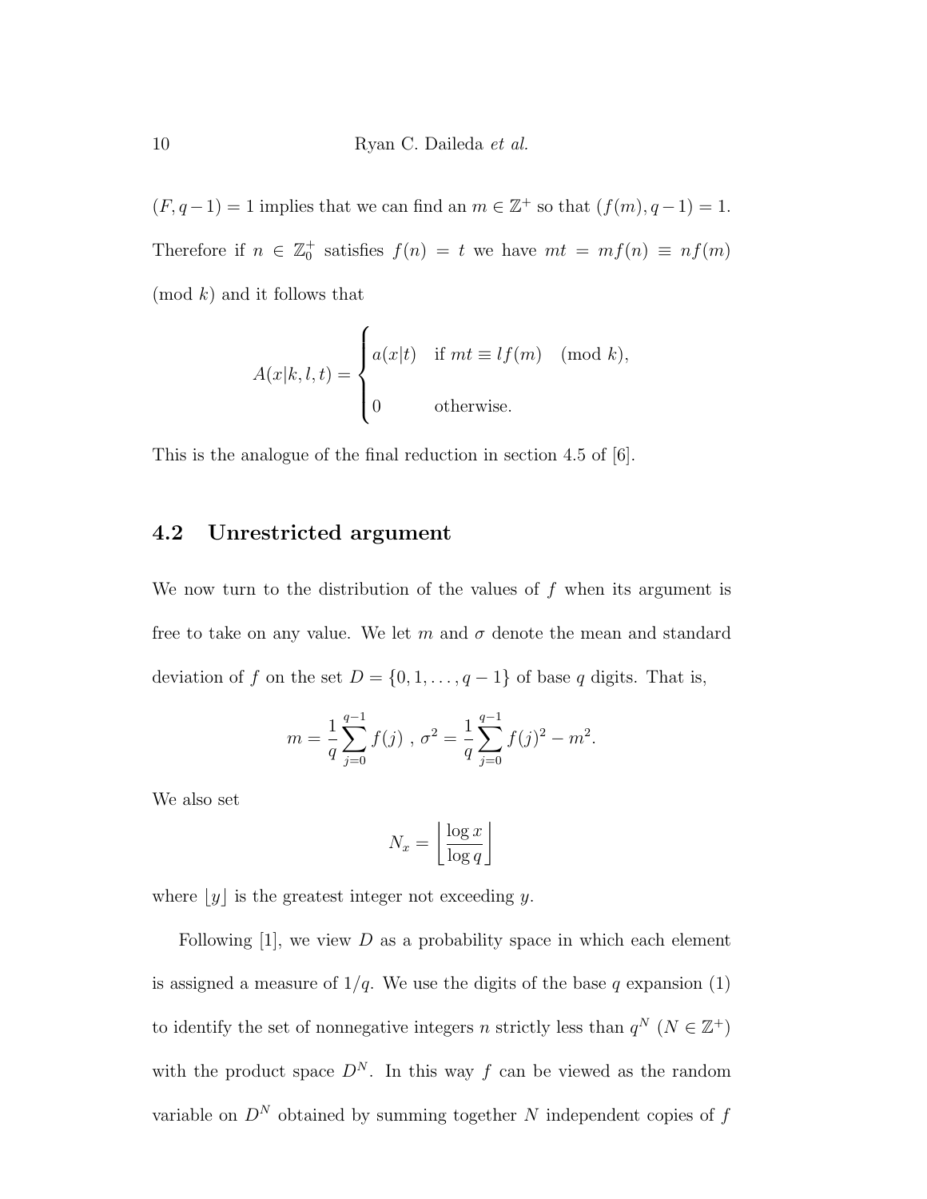$(F, q-1) = 1$ implies that we can find an $m \in \mathbb{Z}^+$ so that $(f(m), q-1) = 1$. Therefore if $n \in \mathbb{Z}_0^+$ satisfies $f(n) = t$ we have $mt = mf(n) \equiv nf(m) \pmod{k}$ and it follows that

$$
A(x|k,l,t) = \begin{cases} a(x|t) & \text{if } mt \equiv lf(m) \pmod{k}, \\ 0 & \text{otherwise.} \end{cases}
$$

This is the analogue of the final reduction in section 4.5 of [6].

### 4.2 Unrestricted argument

We now turn to the distribution of the values of $f$ when its argument is free to take on any value. We let $m$ and $\sigma$ denote the mean and standard deviation of $f$ on the set $D = \{0, 1, \ldots, q-1\}$ of base $q$ digits. That is,

$$
m = \frac{1}{q}\sum_{j=0}^{q-1} f(j) \ , \ \sigma^2 = \frac{1}{q}\sum_{j=0}^{q-1} f(j)^2 - m^2.
$$

We also set

$$
N_x = \left\lfloor \frac{\log x}{\log q} \right\rfloor
$$

where $\lfloor y \rfloor$ is the greatest integer not exceeding $y$.

Following [1], we view $D$ as a probability space in which each element is assigned a measure of $1/q$. We use the digits of the base $q$ expansion (1) to identify the set of nonnegative integers $n$ strictly less than $q^N$ ($N \in \mathbb{Z}^+$) with the product space $D^N$. In this way $f$ can be viewed as the random variable on $D^N$ obtained by summing together $N$ independent copies of $f$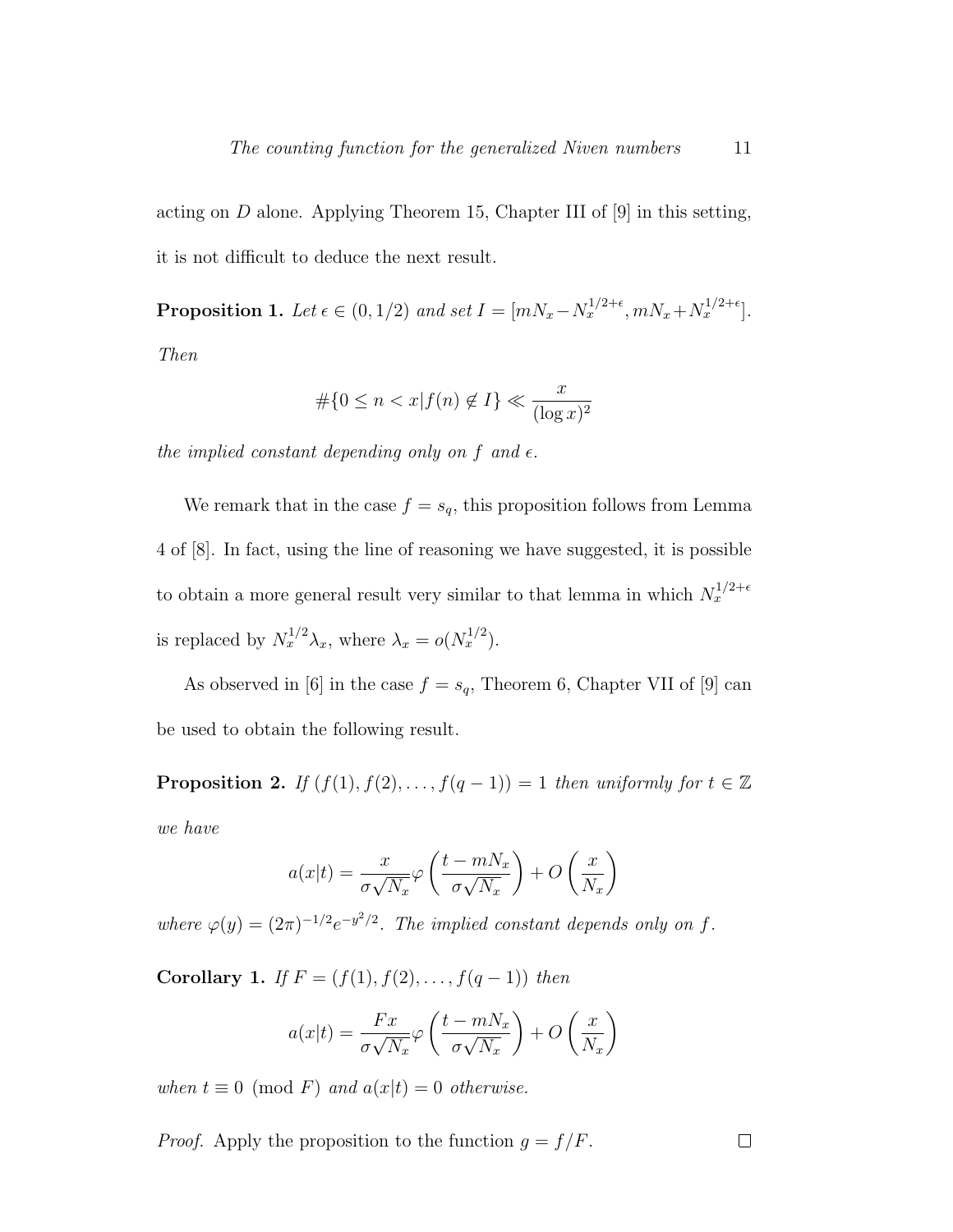acting on $D$ alone. Applying Theorem 15, Chapter III of [9] in this setting, it is not difficult to deduce the next result.

**Proposition 1.** *Let $\epsilon \in (0, 1/2)$ and set $I = [mN_x - N_x^{1/2+\epsilon}, mN_x + N_x^{1/2+\epsilon}]$. Then*

$$\#\{0 \leq n < x | f(n) \notin I\} \ll \frac{x}{(\log x)^2}$$

*the implied constant depending only on $f$ and $\epsilon$.*

We remark that in the case $f = s_q$, this proposition follows from Lemma 4 of [8]. In fact, using the line of reasoning we have suggested, it is possible to obtain a more general result very similar to that lemma in which $N_x^{1/2+\epsilon}$ is replaced by $N_x^{1/2}\lambda_x$, where $\lambda_x = o(N_x^{1/2})$.

As observed in [6] in the case $f = s_q$, Theorem 6, Chapter VII of [9] can be used to obtain the following result.

**Proposition 2.** *If $(f(1), f(2), \ldots, f(q-1)) = 1$ then uniformly for $t \in \mathbb{Z}$ we have*

$$a(x|t) = \frac{x}{\sigma\sqrt{N_x}}\varphi\left(\frac{t - mN_x}{\sigma\sqrt{N_x}}\right) + O\left(\frac{x}{N_x}\right)$$

*where $\varphi(y) = (2\pi)^{-1/2}e^{-y^2/2}$. The implied constant depends only on $f$.*

**Corollary 1.** *If $F = (f(1), f(2), \ldots, f(q-1))$ then*

$$a(x|t) = \frac{Fx}{\sigma\sqrt{N_x}}\varphi\left(\frac{t - mN_x}{\sigma\sqrt{N_x}}\right) + O\left(\frac{x}{N_x}\right)$$

*when $t \equiv 0 \pmod{F}$ and $a(x|t) = 0$ otherwise.*

*Proof.* Apply the proposition to the function $g = f/F$. □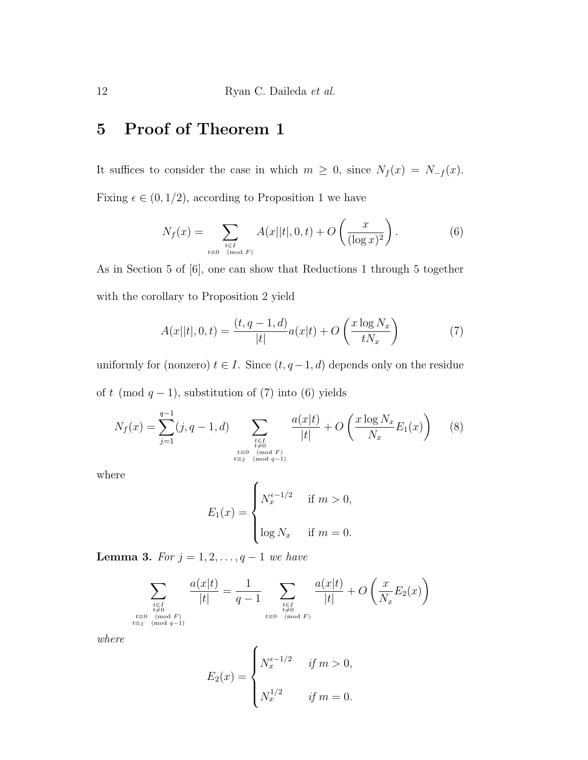## 5 Proof of Theorem 1

It suffices to consider the case in which $m \geq 0$, since $N_f(x) = N_{-f}(x)$. Fixing $\epsilon \in (0, 1/2)$, according to Proposition 1 we have

$$N_f(x) = \sum_{\substack{t \in I \\ t \equiv 0 \pmod{F}}} A(x||t|, 0, t) + O\left(\frac{x}{(\log x)^2}\right). \tag{6}$$

As in Section 5 of [6], one can show that Reductions 1 through 5 together with the corollary to Proposition 2 yield

$$A(x||t|, 0, t) = \frac{(t, q-1, d)}{|t|} a(x|t) + O\left(\frac{x \log N_x}{t N_x}\right) \tag{7}$$

uniformly for (nonzero) $t \in I$. Since $(t, q-1, d)$ depends only on the residue of $t \pmod{q-1}$, substitution of (7) into (6) yields

$$N_f(x) = \sum_{j=1}^{q-1} (j, q-1, d) \sum_{\substack{t \in I \\ t \neq 0 \\ t \equiv 0 \pmod{F} \\ t \equiv j \pmod{q-1}}} \frac{a(x|t)}{|t|} + O\left(\frac{x \log N_x}{N_x} E_1(x)\right) \tag{8}$$

where

$$E_1(x) = \begin{cases} N_x^{\epsilon - 1/2} & \text{if } m > 0, \\ \log N_x & \text{if } m = 0. \end{cases}$$

**Lemma 3.** *For $j = 1, 2, \ldots, q-1$ we have*

$$\sum_{\substack{t \in I \\ t \neq 0 \\ t \equiv 0 \pmod{F} \\ t \equiv j \pmod{q-1}}} \frac{a(x|t)}{|t|} = \frac{1}{q-1} \sum_{\substack{t \in I \\ t \neq 0 \\ t \equiv 0 \pmod{F}}} \frac{a(x|t)}{|t|} + O\left(\frac{x}{N_x} E_2(x)\right)$$

*where*

$$E_2(x) = \begin{cases} N_x^{\epsilon - 1/2} & \text{if } m > 0, \\ N_x^{1/2} & \text{if } m = 0. \end{cases}$$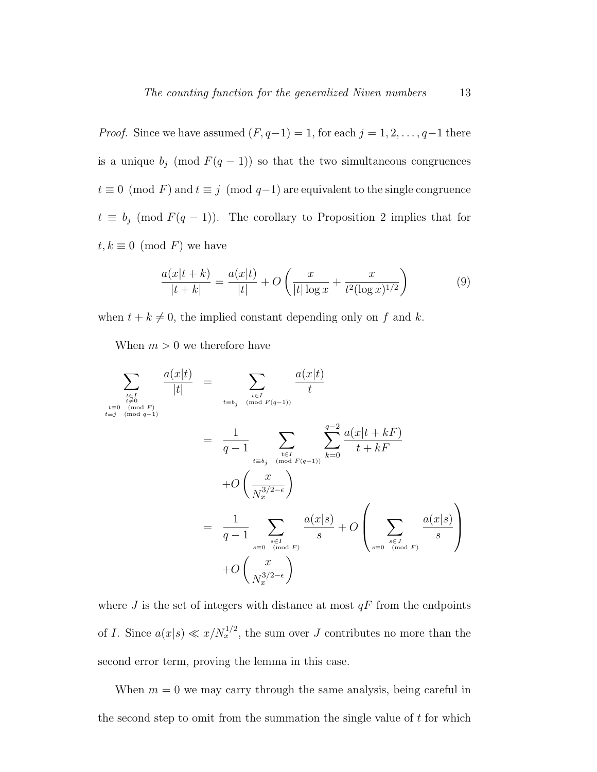*Proof.* Since we have assumed $(F, q-1) = 1$, for each $j = 1, 2, \ldots, q-1$ there is a unique $b_j \pmod{F(q-1)}$ so that the two simultaneous congruences $t \equiv 0 \pmod{F}$ and $t \equiv j \pmod{q-1}$ are equivalent to the single congruence $t \equiv b_j \pmod{F(q-1)}$. The corollary to Proposition 2 implies that for $t, k \equiv 0 \pmod{F}$ we have

$$\frac{a(x|t+k)}{|t+k|} = \frac{a(x|t)}{|t|} + O\left(\frac{x}{|t| \log x} + \frac{x}{t^2 (\log x)^{1/2}}\right) \tag{9}$$

when $t + k \neq 0$, the implied constant depending only on $f$ and $k$.

When $m > 0$ we therefore have

$$\begin{aligned}
\sum_{\substack{t \in I \\ t \neq 0 \\ t \equiv 0 \pmod{F} \\ t \equiv j \pmod{q-1}}} \frac{a(x|t)}{|t|} &= \sum_{\substack{t \in I \\ t \equiv b_j \pmod{F(q-1)}}} \frac{a(x|t)}{t} \\
&= \frac{1}{q-1} \sum_{\substack{t \in I \\ t \equiv b_j \pmod{F(q-1)}}} \sum_{k=0}^{q-2} \frac{a(x|t+kF)}{t+kF} \\
&\quad + O\left(\frac{x}{N_x^{3/2-\epsilon}}\right) \\
&= \frac{1}{q-1} \sum_{\substack{s \in I \\ s \equiv 0 \pmod{F}}} \frac{a(x|s)}{s} + O\left(\sum_{\substack{s \in J \\ s \equiv 0 \pmod{F}}} \frac{a(x|s)}{s}\right) \\
&\quad + O\left(\frac{x}{N_x^{3/2-\epsilon}}\right)
\end{aligned}$$

where $J$ is the set of integers with distance at most $qF$ from the endpoints of $I$. Since $a(x|s) \ll x/N_x^{1/2}$, the sum over $J$ contributes no more than the second error term, proving the lemma in this case.

When $m = 0$ we may carry through the same analysis, being careful in the second step to omit from the summation the single value of $t$ for which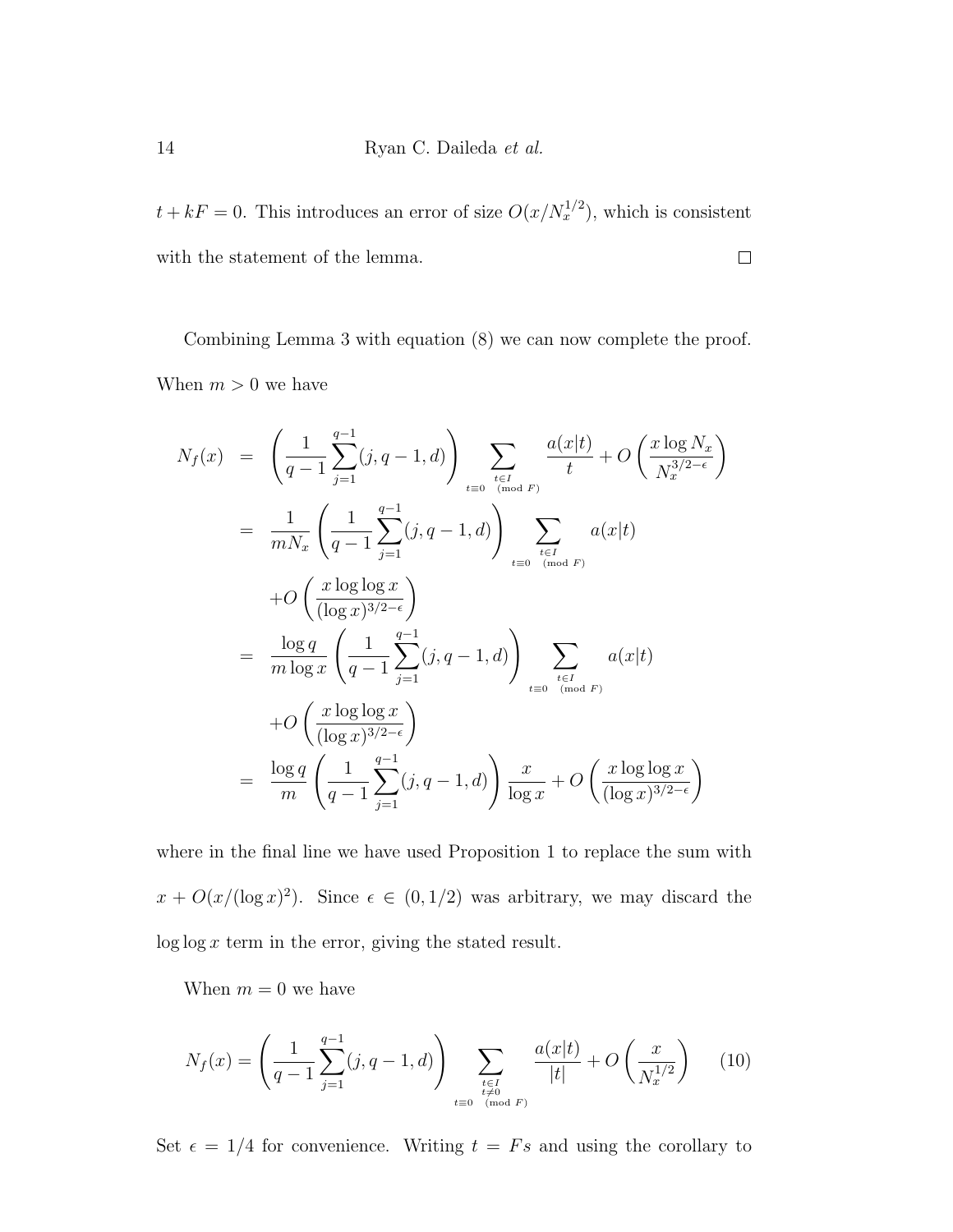$t + kF = 0$. This introduces an error of size $O(x/N_x^{1/2})$, which is consistent with the statement of the lemma. $\square$

Combining Lemma 3 with equation (8) we can now complete the proof. When $m > 0$ we have

$$
\begin{aligned}
N_f(x) &= \left(\frac{1}{q-1}\sum_{j=1}^{q-1}(j, q-1, d)\right) \sum_{\substack{t \in I \\ t \equiv 0 \pmod F}} \frac{a(x|t)}{t} + O\left(\frac{x \log N_x}{N_x^{3/2-\epsilon}}\right) \\
&= \frac{1}{mN_x}\left(\frac{1}{q-1}\sum_{j=1}^{q-1}(j, q-1, d)\right) \sum_{\substack{t \in I \\ t \equiv 0 \pmod F}} a(x|t) \\
&\quad + O\left(\frac{x \log\log x}{(\log x)^{3/2-\epsilon}}\right) \\
&= \frac{\log q}{m \log x}\left(\frac{1}{q-1}\sum_{j=1}^{q-1}(j, q-1, d)\right) \sum_{\substack{t \in I \\ t \equiv 0 \pmod F}} a(x|t) \\
&\quad + O\left(\frac{x \log\log x}{(\log x)^{3/2-\epsilon}}\right) \\
&= \frac{\log q}{m}\left(\frac{1}{q-1}\sum_{j=1}^{q-1}(j, q-1, d)\right) \frac{x}{\log x} + O\left(\frac{x \log\log x}{(\log x)^{3/2-\epsilon}}\right)
\end{aligned}
$$

where in the final line we have used Proposition 1 to replace the sum with $x + O(x/(\log x)^2)$. Since $\epsilon \in (0, 1/2)$ was arbitrary, we may discard the $\log\log x$ term in the error, giving the stated result.

When $m = 0$ we have

$$
N_f(x) = \left(\frac{1}{q-1}\sum_{j=1}^{q-1}(j, q-1, d)\right) \sum_{\substack{t \in I \\ t \neq 0 \\ t \equiv 0 \pmod F}} \frac{a(x|t)}{|t|} + O\left(\frac{x}{N_x^{1/2}}\right) \tag{10}
$$

Set $\epsilon = 1/4$ for convenience. Writing $t = Fs$ and using the corollary to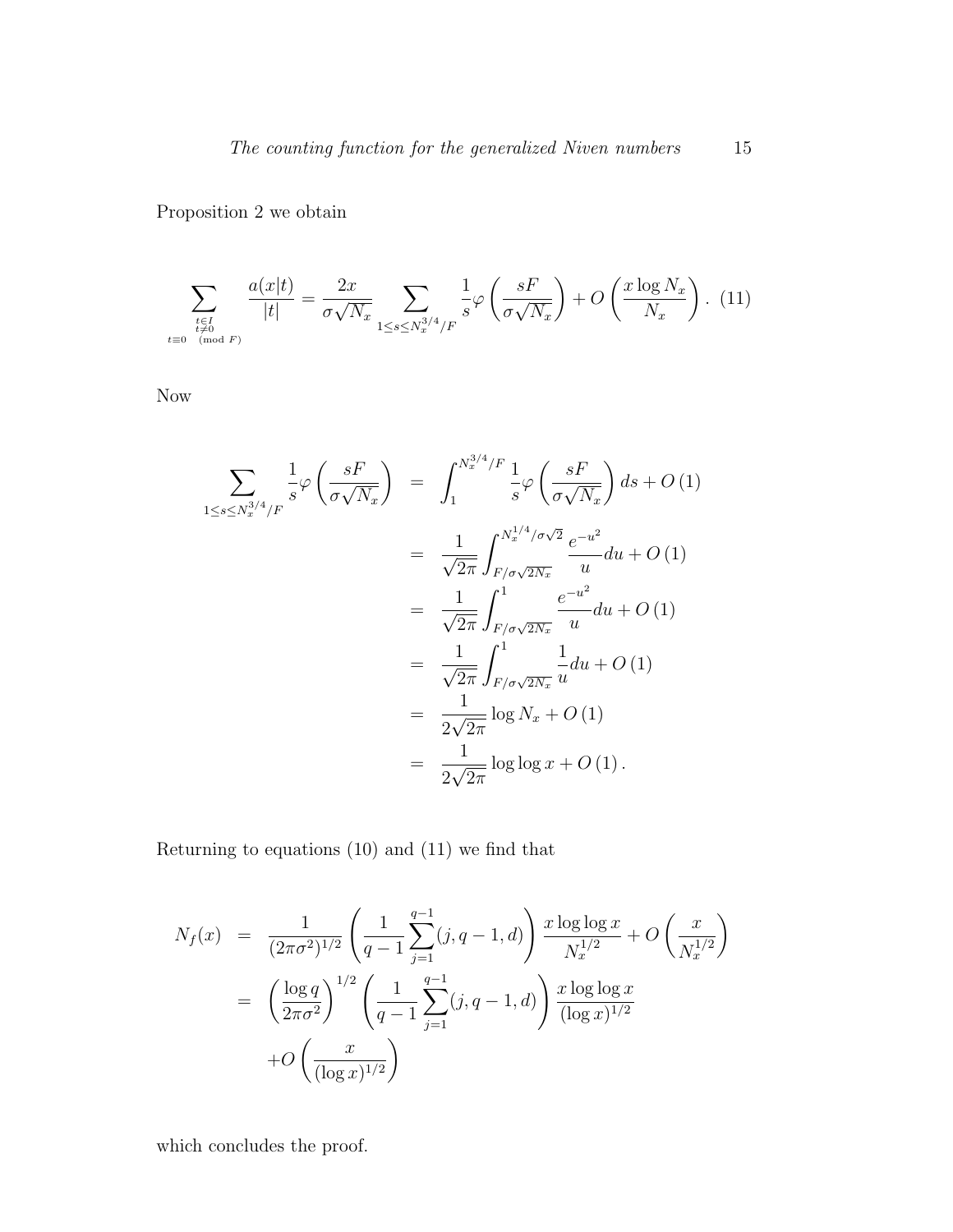Proposition 2 we obtain

$$\sum_{\substack{t\in I \\ t\neq 0 \\ t\equiv 0 \pmod F}} \frac{a(x|t)}{|t|} = \frac{2x}{\sigma\sqrt{N_x}} \sum_{1\le s\le N_x^{3/4}/F} \frac{1}{s}\varphi\left(\frac{sF}{\sigma\sqrt{N_x}}\right) + O\left(\frac{x\log N_x}{N_x}\right). \quad (11)$$

Now

$$\begin{aligned}
\sum_{1\le s\le N_x^{3/4}/F} \frac{1}{s}\varphi\left(\frac{sF}{\sigma\sqrt{N_x}}\right) &= \int_1^{N_x^{3/4}/F} \frac{1}{s}\varphi\left(\frac{sF}{\sigma\sqrt{N_x}}\right) ds + O(1) \\
&= \frac{1}{\sqrt{2\pi}} \int_{F/\sigma\sqrt{2N_x}}^{N_x^{1/4}/\sigma\sqrt{2}} \frac{e^{-u^2}}{u} du + O(1) \\
&= \frac{1}{\sqrt{2\pi}} \int_{F/\sigma\sqrt{2N_x}}^{1} \frac{e^{-u^2}}{u} du + O(1) \\
&= \frac{1}{\sqrt{2\pi}} \int_{F/\sigma\sqrt{2N_x}}^{1} \frac{1}{u} du + O(1) \\
&= \frac{1}{2\sqrt{2\pi}} \log N_x + O(1) \\
&= \frac{1}{2\sqrt{2\pi}} \log\log x + O(1).
\end{aligned}$$

Returning to equations (10) and (11) we find that

$$\begin{aligned}
N_f(x) &= \frac{1}{(2\pi\sigma^2)^{1/2}} \left(\frac{1}{q-1}\sum_{j=1}^{q-1}(j, q-1, d)\right) \frac{x\log\log x}{N_x^{1/2}} + O\left(\frac{x}{N_x^{1/2}}\right) \\
&= \left(\frac{\log q}{2\pi\sigma^2}\right)^{1/2} \left(\frac{1}{q-1}\sum_{j=1}^{q-1}(j, q-1, d)\right) \frac{x\log\log x}{(\log x)^{1/2}} \\
&\quad + O\left(\frac{x}{(\log x)^{1/2}}\right)
\end{aligned}$$

which concludes the proof.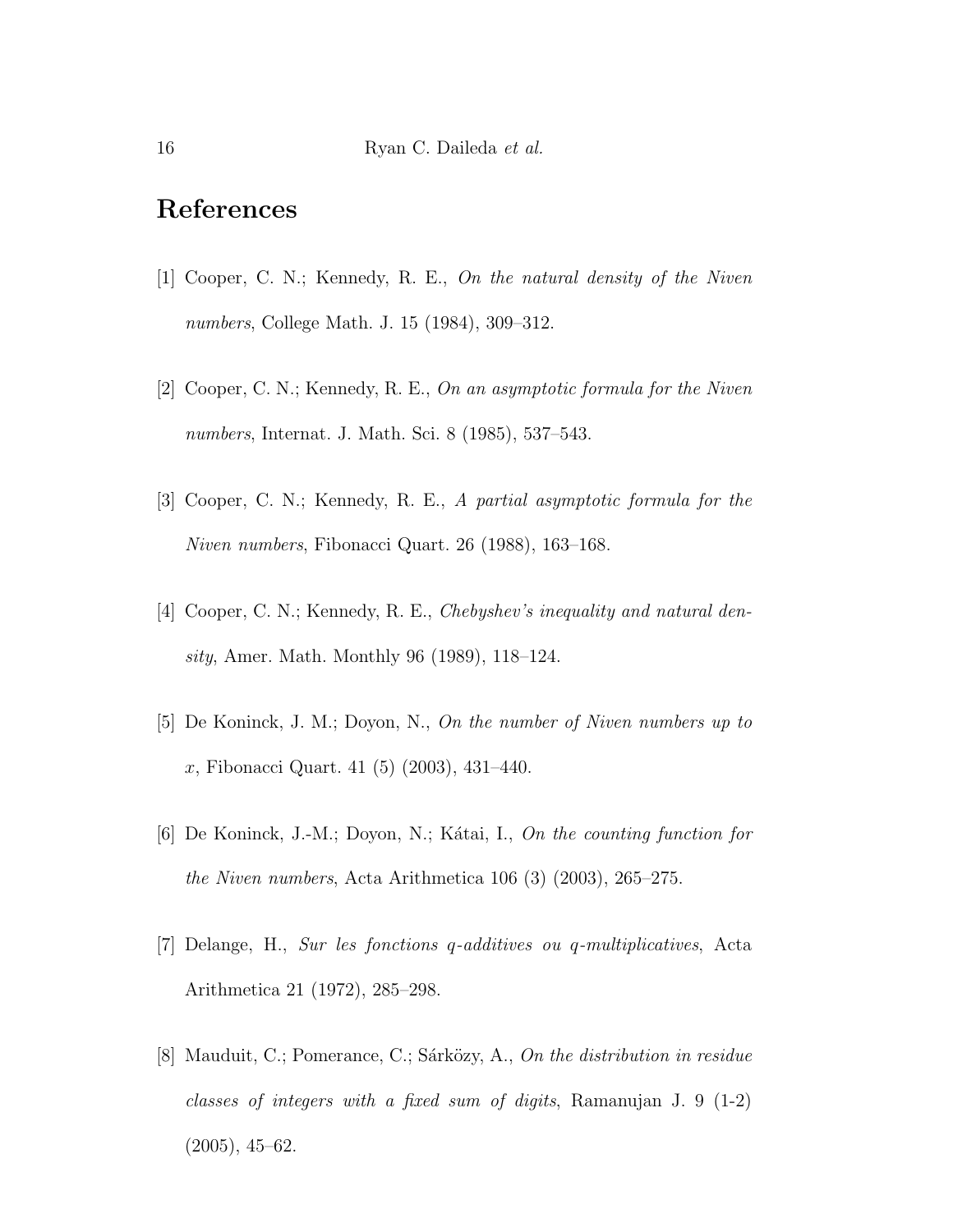# References

[1] Cooper, C. N.; Kennedy, R. E., *On the natural density of the Niven numbers*, College Math. J. 15 (1984), 309–312.

[2] Cooper, C. N.; Kennedy, R. E., *On an asymptotic formula for the Niven numbers*, Internat. J. Math. Sci. 8 (1985), 537–543.

[3] Cooper, C. N.; Kennedy, R. E., *A partial asymptotic formula for the Niven numbers*, Fibonacci Quart. 26 (1988), 163–168.

[4] Cooper, C. N.; Kennedy, R. E., *Chebyshev's inequality and natural density*, Amer. Math. Monthly 96 (1989), 118–124.

[5] De Koninck, J. M.; Doyon, N., *On the number of Niven numbers up to $x$*, Fibonacci Quart. 41 (5) (2003), 431–440.

[6] De Koninck, J.-M.; Doyon, N.; Kátai, I., *On the counting function for the Niven numbers*, Acta Arithmetica 106 (3) (2003), 265–275.

[7] Delange, H., *Sur les fonctions $q$-additives ou $q$-multiplicatives*, Acta Arithmetica 21 (1972), 285–298.

[8] Mauduit, C.; Pomerance, C.; Sárközy, A., *On the distribution in residue classes of integers with a fixed sum of digits*, Ramanujan J. 9 (1-2) (2005), 45–62.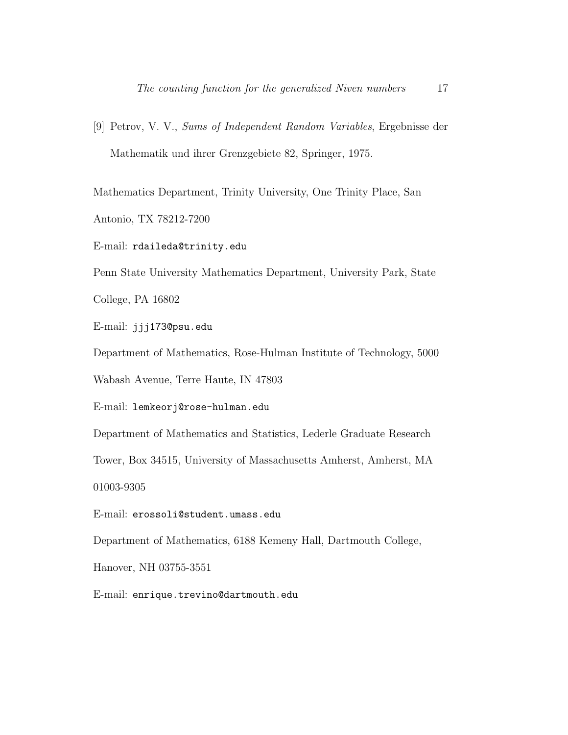[9] Petrov, V. V., *Sums of Independent Random Variables*, Ergebnisse der Mathematik und ihrer Grenzgebiete 82, Springer, 1975.

Mathematics Department, Trinity University, One Trinity Place, San Antonio, TX 78212-7200

E-mail: `rdaileda@trinity.edu`

Penn State University Mathematics Department, University Park, State College, PA 16802

E-mail: `jjj173@psu.edu`

Department of Mathematics, Rose-Hulman Institute of Technology, 5000 Wabash Avenue, Terre Haute, IN 47803

E-mail: `lemkeorj@rose-hulman.edu`

Department of Mathematics and Statistics, Lederle Graduate Research Tower, Box 34515, University of Massachusetts Amherst, Amherst, MA 01003-9305

E-mail: `erossoli@student.umass.edu`

Department of Mathematics, 6188 Kemeny Hall, Dartmouth College, Hanover, NH 03755-3551

E-mail: `enrique.trevino@dartmouth.edu`